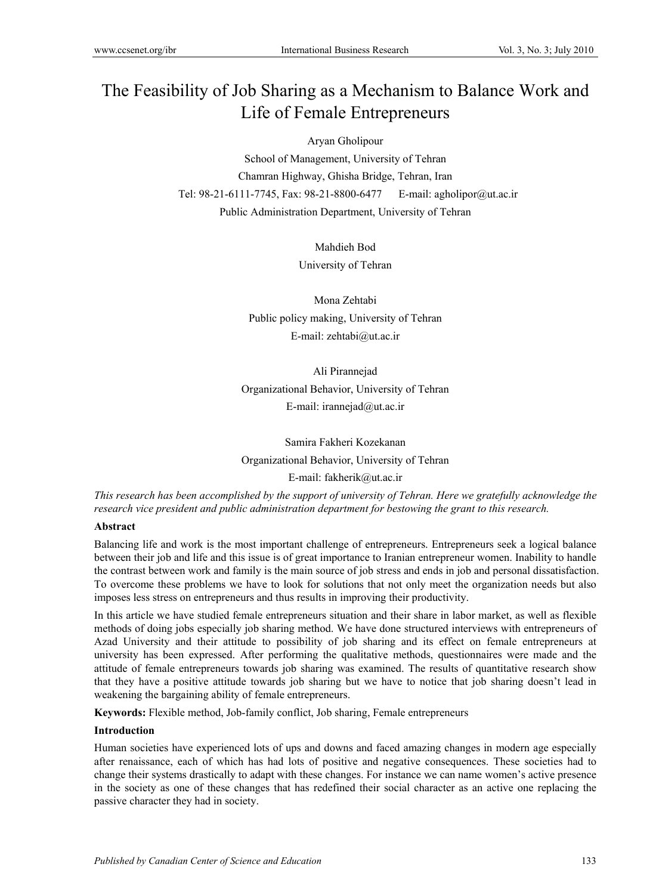# The Feasibility of Job Sharing as a Mechanism to Balance Work and Life of Female Entrepreneurs

Aryan Gholipour

School of Management, University of Tehran

Chamran Highway, Ghisha Bridge, Tehran, Iran

Tel: 98-21-6111-7745, Fax: 98-21-8800-6477 E-mail: agholipor@ut.ac.ir

Public Administration Department, University of Tehran

Mahdieh Bod

University of Tehran

Mona Zehtabi

Public policy making, University of Tehran

E-mail: zehtabi@ut.ac.ir

Ali Pirannejad

Organizational Behavior, University of Tehran

E-mail: irannejad@ut.ac.ir

Samira Fakheri Kozekanan

Organizational Behavior, University of Tehran

E-mail: fakherik@ut.ac.ir

*This research has been accomplished by the support of university of Tehran. Here we gratefully acknowledge the research vice president and public administration department for bestowing the grant to this research.*

**Abstract**

Balancing life and work is the most important challenge of entrepreneurs. Entrepreneurs seek a logical balance between their job and life and this issue is of great importance to Iranian entrepreneur women. Inability to handle the contrast between work and family is the main source of job stress and ends in job and personal dissatisfaction. To overcome these problems we have to look for solutions that not only meet the organization needs but also imposes less stress on entrepreneurs and thus results in improving their productivity.

In this article we have studied female entrepreneurs situation and their share in labor market, as well as flexible methods of doing jobs especially job sharing method. We have done structured interviews with entrepreneurs of Azad University and their attitude to possibility of job sharing and its effect on female entrepreneurs at university has been expressed. After performing the qualitative methods, questionnaires were made and the attitude of female entrepreneurs towards job sharing was examined. The results of quantitative research show that they have a positive attitude towards job sharing but we have to notice that job sharing doesn't lead in weakening the bargaining ability of female entrepreneurs.

**Keywords:** Flexible method, Job-family conflict, Job sharing, Female entrepreneurs

**Introduction**

Human societies have experienced lots of ups and downs and faced amazing changes in modern age especially after renaissance, each of which has had lots of positive and negative consequences. These societies had to change their systems drastically to adapt with these changes. For instance we can name women's active presence in the society as one of these changes that has redefined their social character as an active one replacing the passive character they had in society.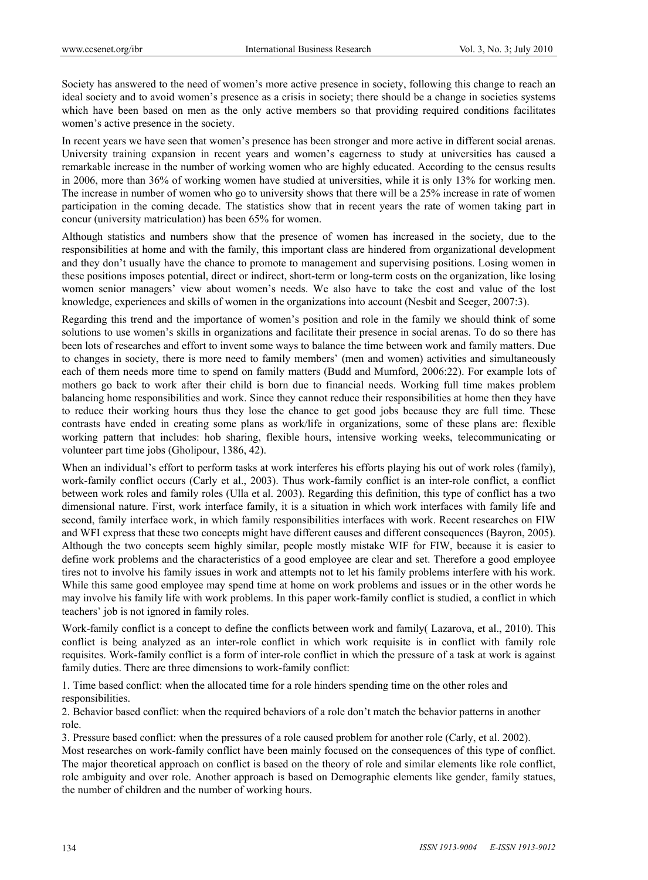Society has answered to the need of women's more active presence in society, following this change to reach an ideal society and to avoid women's presence as a crisis in society; there should be a change in societies systems which have been based on men as the only active members so that providing required conditions facilitates women's active presence in the society.

In recent years we have seen that women's presence has been stronger and more active in different social arenas. University training expansion in recent years and women's eagerness to study at universities has caused a remarkable increase in the number of working women who are highly educated. According to the census results in 2006, more than 36% of working women have studied at universities, while it is only 13% for working men. The increase in number of women who go to university shows that there will be a 25% increase in rate of women participation in the coming decade. The statistics show that in recent years the rate of women taking part in concur (university matriculation) has been 65% for women.

Although statistics and numbers show that the presence of women has increased in the society, due to the responsibilities at home and with the family, this important class are hindered from organizational development and they don't usually have the chance to promote to management and supervising positions. Losing women in these positions imposes potential, direct or indirect, short-term or long-term costs on the organization, like losing women senior managers' view about women's needs. We also have to take the cost and value of the lost knowledge, experiences and skills of women in the organizations into account (Nesbit and Seeger, 2007:3).

Regarding this trend and the importance of women's position and role in the family we should think of some solutions to use women's skills in organizations and facilitate their presence in social arenas. To do so there has been lots of researches and effort to invent some ways to balance the time between work and family matters. Due to changes in society, there is more need to family members' (men and women) activities and simultaneously each of them needs more time to spend on family matters (Budd and Mumford, 2006:22). For example lots of mothers go back to work after their child is born due to financial needs. Working full time makes problem balancing home responsibilities and work. Since they cannot reduce their responsibilities at home then they have to reduce their working hours thus they lose the chance to get good jobs because they are full time. These contrasts have ended in creating some plans as work/life in organizations, some of these plans are: flexible working pattern that includes: hob sharing, flexible hours, intensive working weeks, telecommunicating or volunteer part time jobs (Gholipour, 1386, 42).

When an individual's effort to perform tasks at work interferes his efforts playing his out of work roles (family), work-family conflict occurs (Carly et al., 2003). Thus work-family conflict is an inter-role conflict, a conflict between work roles and family roles (Ulla et al. 2003). Regarding this definition, this type of conflict has a two dimensional nature. First, work interface family, it is a situation in which work interfaces with family life and second, family interface work, in which family responsibilities interfaces with work. Recent researches on FIW and WFI express that these two concepts might have different causes and different consequences (Bayron, 2005). Although the two concepts seem highly similar, people mostly mistake WIF for FIW, because it is easier to define work problems and the characteristics of a good employee are clear and set. Therefore a good employee tires not to involve his family issues in work and attempts not to let his family problems interfere with his work. While this same good employee may spend time at home on work problems and issues or in the other words he may involve his family life with work problems. In this paper work-family conflict is studied, a conflict in which teachers' job is not ignored in family roles.

Work-family conflict is a concept to define the conflicts between work and family( Lazarova, et al., 2010). This conflict is being analyzed as an inter-role conflict in which work requisite is in conflict with family role requisites. Work-family conflict is a form of inter-role conflict in which the pressure of a task at work is against family duties. There are three dimensions to work-family conflict:

1. Time based conflict: when the allocated time for a role hinders spending time on the other roles and responsibilities.
2. Behavior based conflict: when the required behaviors of a role don't match the behavior patterns in another role.
3. Pressure based conflict: when the pressures of a role caused problem for another role (Carly, et al. 2002).

Most researches on work-family conflict have been mainly focused on the consequences of this type of conflict. The major theoretical approach on conflict is based on the theory of role and similar elements like role conflict, role ambiguity and over role. Another approach is based on Demographic elements like gender, family statues, the number of children and the number of working hours.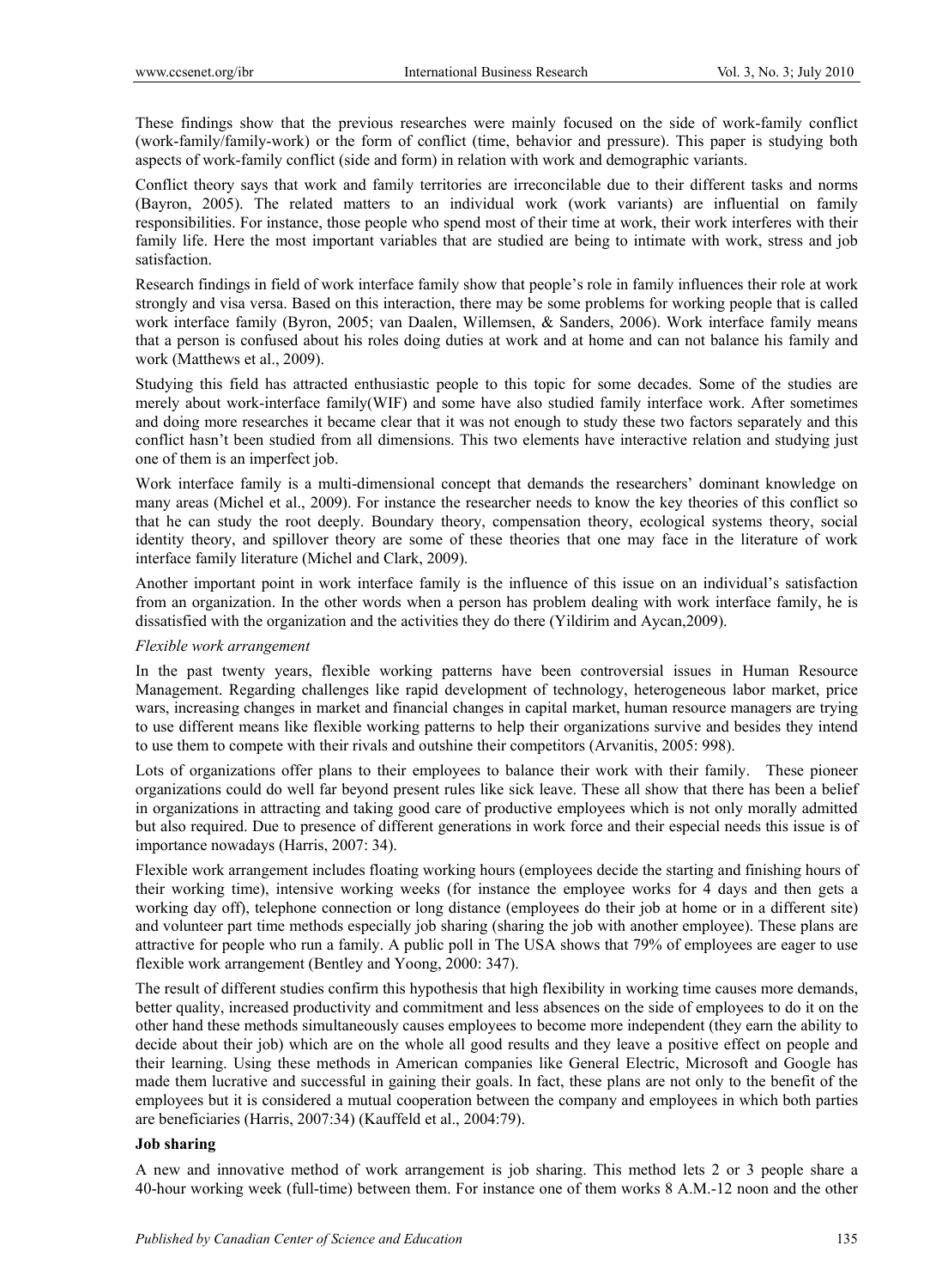These findings show that the previous researches were mainly focused on the side of work-family conflict (work-family/family-work) or the form of conflict (time, behavior and pressure). This paper is studying both aspects of work-family conflict (side and form) in relation with work and demographic variants.

Conflict theory says that work and family territories are irreconcilable due to their different tasks and norms (Bayron, 2005). The related matters to an individual work (work variants) are influential on family responsibilities. For instance, those people who spend most of their time at work, their work interferes with their family life. Here the most important variables that are studied are being to intimate with work, stress and job satisfaction.

Research findings in field of work interface family show that people's role in family influences their role at work strongly and visa versa. Based on this interaction, there may be some problems for working people that is called work interface family (Byron, 2005; van Daalen, Willemsen, & Sanders, 2006). Work interface family means that a person is confused about his roles doing duties at work and at home and can not balance his family and work (Matthews et al., 2009).

Studying this field has attracted enthusiastic people to this topic for some decades. Some of the studies are merely about work-interface family(WIF) and some have also studied family interface work. After sometimes and doing more researches it became clear that it was not enough to study these two factors separately and this conflict hasn't been studied from all dimensions. This two elements have interactive relation and studying just one of them is an imperfect job.

Work interface family is a multi-dimensional concept that demands the researchers' dominant knowledge on many areas (Michel et al., 2009). For instance the researcher needs to know the key theories of this conflict so that he can study the root deeply. Boundary theory, compensation theory, ecological systems theory, social identity theory, and spillover theory are some of these theories that one may face in the literature of work interface family literature (Michel and Clark, 2009).

Another important point in work interface family is the influence of this issue on an individual's satisfaction from an organization. In the other words when a person has problem dealing with work interface family, he is dissatisfied with the organization and the activities they do there (Yildirim and Aycan,2009).

*Flexible work arrangement*

In the past twenty years, flexible working patterns have been controversial issues in Human Resource Management. Regarding challenges like rapid development of technology, heterogeneous labor market, price wars, increasing changes in market and financial changes in capital market, human resource managers are trying to use different means like flexible working patterns to help their organizations survive and besides they intend to use them to compete with their rivals and outshine their competitors (Arvanitis, 2005: 998).

Lots of organizations offer plans to their employees to balance their work with their family. These pioneer organizations could do well far beyond present rules like sick leave. These all show that there has been a belief in organizations in attracting and taking good care of productive employees which is not only morally admitted but also required. Due to presence of different generations in work force and their especial needs this issue is of importance nowadays (Harris, 2007: 34).

Flexible work arrangement includes floating working hours (employees decide the starting and finishing hours of their working time), intensive working weeks (for instance the employee works for 4 days and then gets a working day off), telephone connection or long distance (employees do their job at home or in a different site) and volunteer part time methods especially job sharing (sharing the job with another employee). These plans are attractive for people who run a family. A public poll in The USA shows that 79% of employees are eager to use flexible work arrangement (Bentley and Yoong, 2000: 347).

The result of different studies confirm this hypothesis that high flexibility in working time causes more demands, better quality, increased productivity and commitment and less absences on the side of employees to do it on the other hand these methods simultaneously causes employees to become more independent (they earn the ability to decide about their job) which are on the whole all good results and they leave a positive effect on people and their learning. Using these methods in American companies like General Electric, Microsoft and Google has made them lucrative and successful in gaining their goals. In fact, these plans are not only to the benefit of the employees but it is considered a mutual cooperation between the company and employees in which both parties are beneficiaries (Harris, 2007:34) (Kauffeld et al., 2004:79).

**Job sharing**

A new and innovative method of work arrangement is job sharing. This method lets 2 or 3 people share a 40-hour working week (full-time) between them. For instance one of them works 8 A.M.-12 noon and the other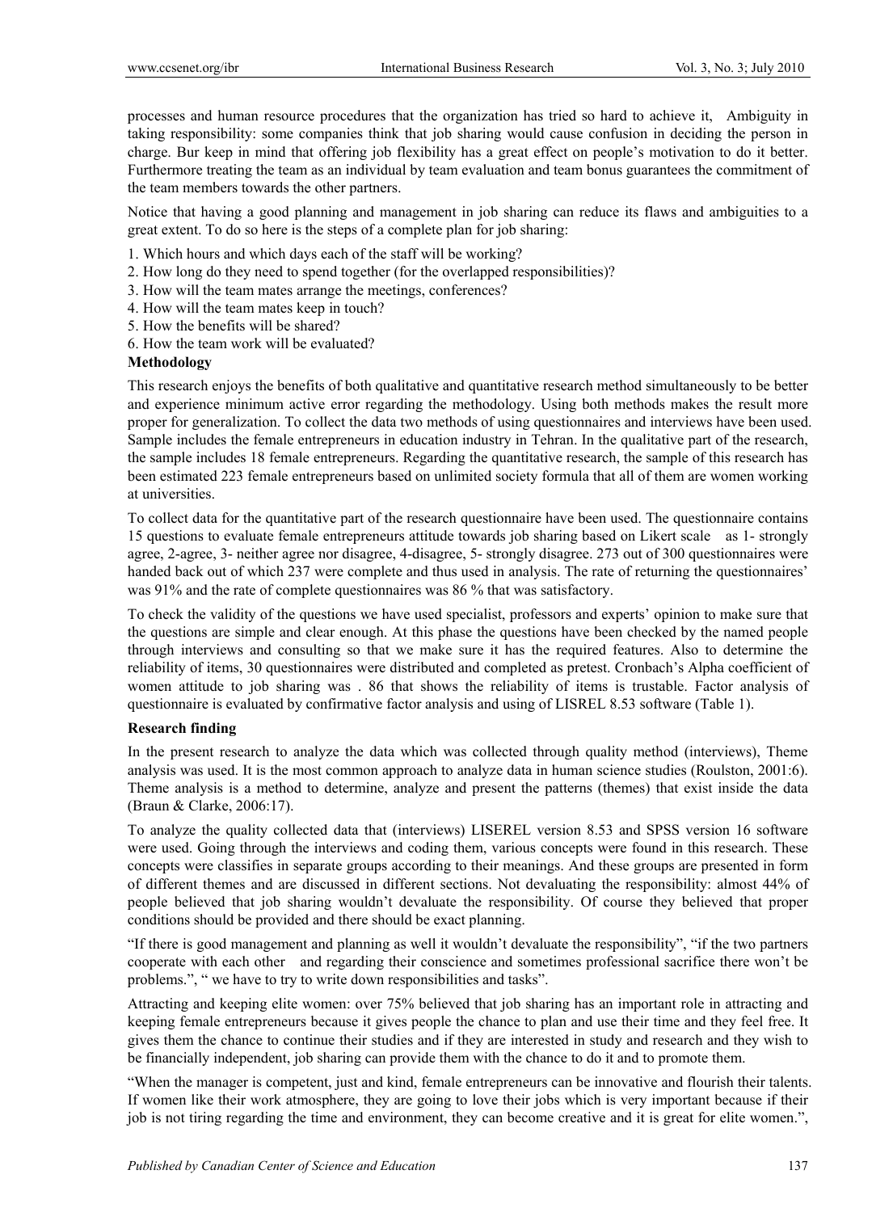processes and human resource procedures that the organization has tried so hard to achieve it, Ambiguity in taking responsibility: some companies think that job sharing would cause confusion in deciding the person in charge. Bur keep in mind that offering job flexibility has a great effect on people's motivation to do it better. Furthermore treating the team as an individual by team evaluation and team bonus guarantees the commitment of the team members towards the other partners.

Notice that having a good planning and management in job sharing can reduce its flaws and ambiguities to a great extent. To do so here is the steps of a complete plan for job sharing:

1. Which hours and which days each of the staff will be working?
2. How long do they need to spend together (for the overlapped responsibilities)?
3. How will the team mates arrange the meetings, conferences?
4. How will the team mates keep in touch?
5. How the benefits will be shared?
6. How the team work will be evaluated?

**Methodology**

This research enjoys the benefits of both qualitative and quantitative research method simultaneously to be better and experience minimum active error regarding the methodology. Using both methods makes the result more proper for generalization. To collect the data two methods of using questionnaires and interviews have been used. Sample includes the female entrepreneurs in education industry in Tehran. In the qualitative part of the research, the sample includes 18 female entrepreneurs. Regarding the quantitative research, the sample of this research has been estimated 223 female entrepreneurs based on unlimited society formula that all of them are women working at universities.

To collect data for the quantitative part of the research questionnaire have been used. The questionnaire contains 15 questions to evaluate female entrepreneurs attitude towards job sharing based on Likert scale as 1- strongly agree, 2-agree, 3- neither agree nor disagree, 4-disagree, 5- strongly disagree. 273 out of 300 questionnaires were handed back out of which 237 were complete and thus used in analysis. The rate of returning the questionnaires' was 91% and the rate of complete questionnaires was 86 % that was satisfactory.

To check the validity of the questions we have used specialist, professors and experts' opinion to make sure that the questions are simple and clear enough. At this phase the questions have been checked by the named people through interviews and consulting so that we make sure it has the required features. Also to determine the reliability of items, 30 questionnaires were distributed and completed as pretest. Cronbach's Alpha coefficient of women attitude to job sharing was . 86 that shows the reliability of items is trustable. Factor analysis of questionnaire is evaluated by confirmative factor analysis and using of LISREL 8.53 software (Table 1).

**Research finding**

In the present research to analyze the data which was collected through quality method (interviews), Theme analysis was used. It is the most common approach to analyze data in human science studies (Roulston, 2001:6). Theme analysis is a method to determine, analyze and present the patterns (themes) that exist inside the data (Braun & Clarke, 2006:17).

To analyze the quality collected data that (interviews) LISEREL version 8.53 and SPSS version 16 software were used. Going through the interviews and coding them, various concepts were found in this research. These concepts were classifies in separate groups according to their meanings. And these groups are presented in form of different themes and are discussed in different sections. Not devaluating the responsibility: almost 44% of people believed that job sharing wouldn't devaluate the responsibility. Of course they believed that proper conditions should be provided and there should be exact planning.

"If there is good management and planning as well it wouldn't devaluate the responsibility", "if the two partners cooperate with each other and regarding their conscience and sometimes professional sacrifice there won't be problems.", " we have to try to write down responsibilities and tasks".

Attracting and keeping elite women: over 75% believed that job sharing has an important role in attracting and keeping female entrepreneurs because it gives people the chance to plan and use their time and they feel free. It gives them the chance to continue their studies and if they are interested in study and research and they wish to be financially independent, job sharing can provide them with the chance to do it and to promote them.

"When the manager is competent, just and kind, female entrepreneurs can be innovative and flourish their talents. If women like their work atmosphere, they are going to love their jobs which is very important because if their job is not tiring regarding the time and environment, they can become creative and it is great for elite women.",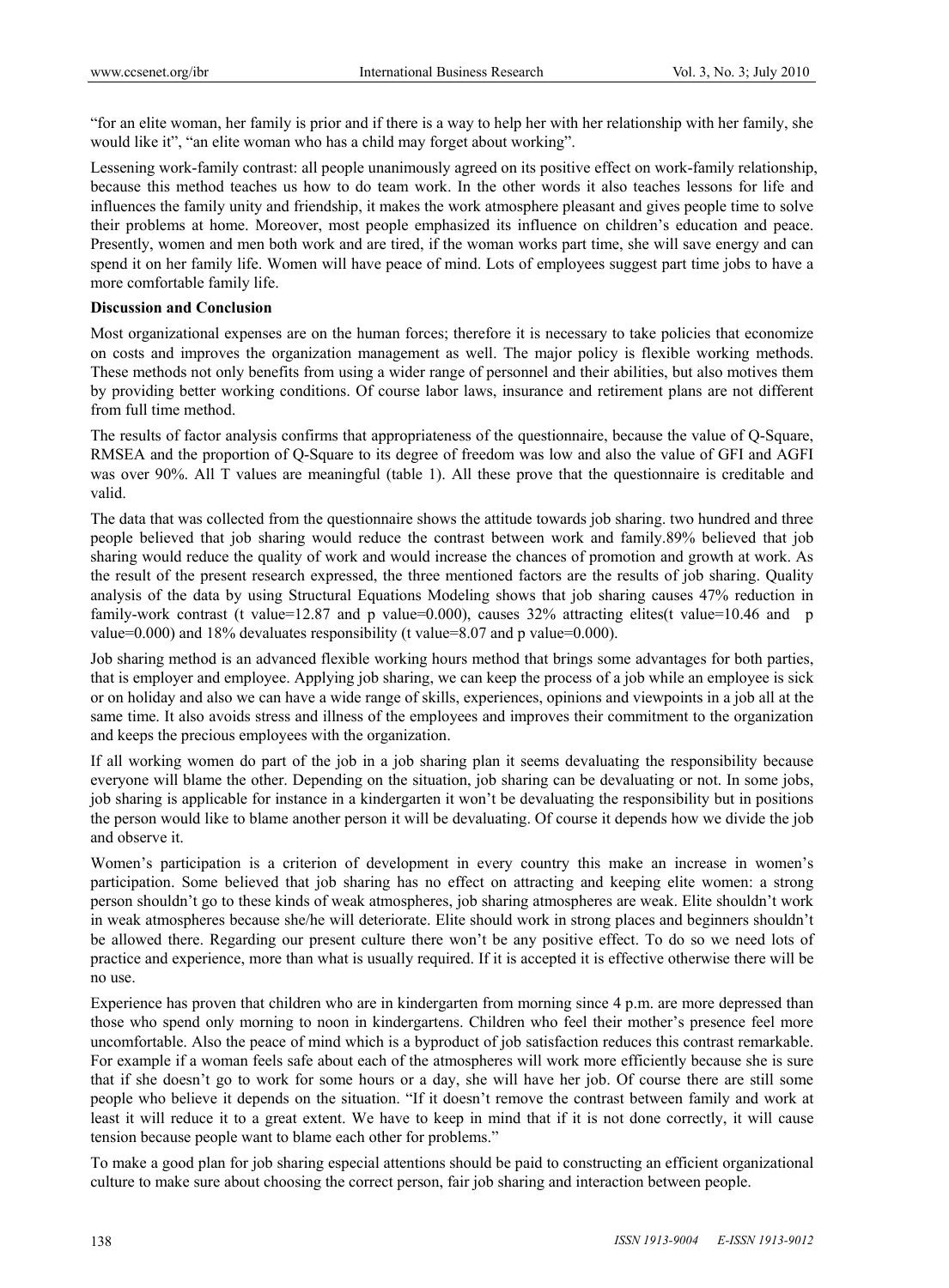"for an elite woman, her family is prior and if there is a way to help her with her relationship with her family, she would like it", "an elite woman who has a child may forget about working".

Lessening work-family contrast: all people unanimously agreed on its positive effect on work-family relationship, because this method teaches us how to do team work. In the other words it also teaches lessons for life and influences the family unity and friendship, it makes the work atmosphere pleasant and gives people time to solve their problems at home. Moreover, most people emphasized its influence on children's education and peace. Presently, women and men both work and are tired, if the woman works part time, she will save energy and can spend it on her family life. Women will have peace of mind. Lots of employees suggest part time jobs to have a more comfortable family life.

**Discussion and Conclusion**

Most organizational expenses are on the human forces; therefore it is necessary to take policies that economize on costs and improves the organization management as well. The major policy is flexible working methods. These methods not only benefits from using a wider range of personnel and their abilities, but also motives them by providing better working conditions. Of course labor laws, insurance and retirement plans are not different from full time method.

The results of factor analysis confirms that appropriateness of the questionnaire, because the value of Q-Square, RMSEA and the proportion of Q-Square to its degree of freedom was low and also the value of GFI and AGFI was over 90%. All T values are meaningful (table 1). All these prove that the questionnaire is creditable and valid.

The data that was collected from the questionnaire shows the attitude towards job sharing. two hundred and three people believed that job sharing would reduce the contrast between work and family.89% believed that job sharing would reduce the quality of work and would increase the chances of promotion and growth at work. As the result of the present research expressed, the three mentioned factors are the results of job sharing. Quality analysis of the data by using Structural Equations Modeling shows that job sharing causes 47% reduction in family-work contrast (t value=12.87 and p value=0.000), causes 32% attracting elites(t value=10.46 and p value=0.000) and 18% devaluates responsibility (t value=8.07 and p value=0.000).

Job sharing method is an advanced flexible working hours method that brings some advantages for both parties, that is employer and employee. Applying job sharing, we can keep the process of a job while an employee is sick or on holiday and also we can have a wide range of skills, experiences, opinions and viewpoints in a job all at the same time. It also avoids stress and illness of the employees and improves their commitment to the organization and keeps the precious employees with the organization.

If all working women do part of the job in a job sharing plan it seems devaluating the responsibility because everyone will blame the other. Depending on the situation, job sharing can be devaluating or not. In some jobs, job sharing is applicable for instance in a kindergarten it won't be devaluating the responsibility but in positions the person would like to blame another person it will be devaluating. Of course it depends how we divide the job and observe it.

Women's participation is a criterion of development in every country this make an increase in women's participation. Some believed that job sharing has no effect on attracting and keeping elite women: a strong person shouldn't go to these kinds of weak atmospheres, job sharing atmospheres are weak. Elite shouldn't work in weak atmospheres because she/he will deteriorate. Elite should work in strong places and beginners shouldn't be allowed there. Regarding our present culture there won't be any positive effect. To do so we need lots of practice and experience, more than what is usually required. If it is accepted it is effective otherwise there will be no use.

Experience has proven that children who are in kindergarten from morning since 4 p.m. are more depressed than those who spend only morning to noon in kindergartens. Children who feel their mother's presence feel more uncomfortable. Also the peace of mind which is a byproduct of job satisfaction reduces this contrast remarkable. For example if a woman feels safe about each of the atmospheres will work more efficiently because she is sure that if she doesn't go to work for some hours or a day, she will have her job. Of course there are still some people who believe it depends on the situation. "If it doesn't remove the contrast between family and work at least it will reduce it to a great extent. We have to keep in mind that if it is not done correctly, it will cause tension because people want to blame each other for problems."

To make a good plan for job sharing especial attentions should be paid to constructing an efficient organizational culture to make sure about choosing the correct person, fair job sharing and interaction between people.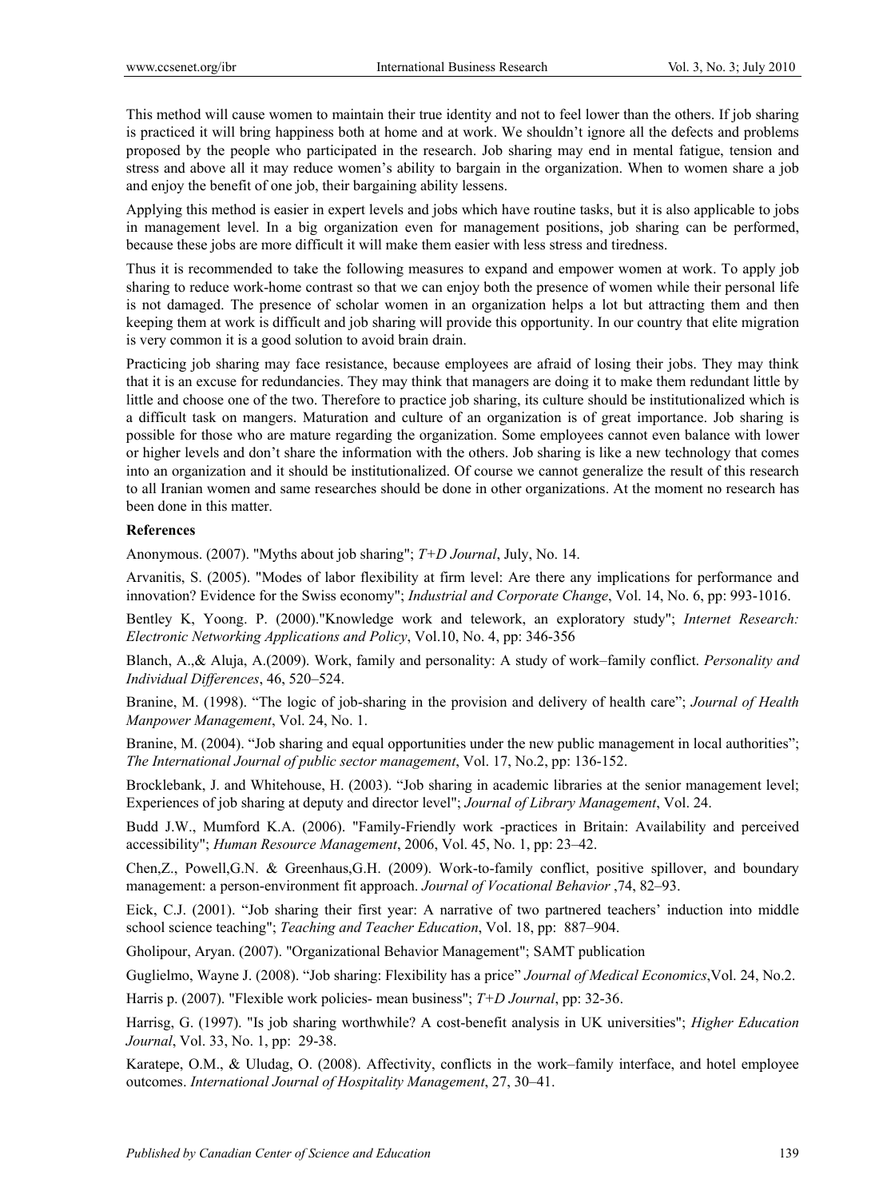This method will cause women to maintain their true identity and not to feel lower than the others. If job sharing is practiced it will bring happiness both at home and at work. We shouldn't ignore all the defects and problems proposed by the people who participated in the research. Job sharing may end in mental fatigue, tension and stress and above all it may reduce women's ability to bargain in the organization. When to women share a job and enjoy the benefit of one job, their bargaining ability lessens.

Applying this method is easier in expert levels and jobs which have routine tasks, but it is also applicable to jobs in management level. In a big organization even for management positions, job sharing can be performed, because these jobs are more difficult it will make them easier with less stress and tiredness.

Thus it is recommended to take the following measures to expand and empower women at work. To apply job sharing to reduce work-home contrast so that we can enjoy both the presence of women while their personal life is not damaged. The presence of scholar women in an organization helps a lot but attracting them and then keeping them at work is difficult and job sharing will provide this opportunity. In our country that elite migration is very common it is a good solution to avoid brain drain.

Practicing job sharing may face resistance, because employees are afraid of losing their jobs. They may think that it is an excuse for redundancies. They may think that managers are doing it to make them redundant little by little and choose one of the two. Therefore to practice job sharing, its culture should be institutionalized which is a difficult task on mangers. Maturation and culture of an organization is of great importance. Job sharing is possible for those who are mature regarding the organization. Some employees cannot even balance with lower or higher levels and don't share the information with the others. Job sharing is like a new technology that comes into an organization and it should be institutionalized. Of course we cannot generalize the result of this research to all Iranian women and same researches should be done in other organizations. At the moment no research has been done in this matter.

**References**

Anonymous. (2007). "Myths about job sharing"; *T+D Journal*, July, No. 14.

Arvanitis, S. (2005). "Modes of labor flexibility at firm level: Are there any implications for performance and innovation? Evidence for the Swiss economy"; *Industrial and Corporate Change*, Vol. 14, No. 6, pp: 993-1016.

Bentley K, Yoong. P. (2000)."Knowledge work and telework, an exploratory study"; *Internet Research: Electronic Networking Applications and Policy*, Vol.10, No. 4, pp: 346-356

Blanch, A.,& Aluja, A.(2009). Work, family and personality: A study of work–family conflict. *Personality and Individual Differences*, 46, 520–524.

Branine, M. (1998). "The logic of job-sharing in the provision and delivery of health care"; *Journal of Health Manpower Management*, Vol. 24, No. 1.

Branine, M. (2004). "Job sharing and equal opportunities under the new public management in local authorities"; *The International Journal of public sector management*, Vol. 17, No.2, pp: 136-152.

Brocklebank, J. and Whitehouse, H. (2003). "Job sharing in academic libraries at the senior management level; Experiences of job sharing at deputy and director level"; *Journal of Library Management*, Vol. 24.

Budd J.W., Mumford K.A. (2006). "Family-Friendly work -practices in Britain: Availability and perceived accessibility"; *Human Resource Management*, 2006, Vol. 45, No. 1, pp: 23–42.

Chen,Z., Powell,G.N. & Greenhaus,G.H. (2009). Work-to-family conflict, positive spillover, and boundary management: a person-environment fit approach. *Journal of Vocational Behavior* ,74, 82–93.

Eick, C.J. (2001). "Job sharing their first year: A narrative of two partnered teachers' induction into middle school science teaching"; *Teaching and Teacher Education*, Vol. 18, pp: 887–904.

Gholipour, Aryan. (2007). "Organizational Behavior Management"; SAMT publication

Guglielmo, Wayne J. (2008). "Job sharing: Flexibility has a price" *Journal of Medical Economics*,Vol. 24, No.2.

Harris p. (2007). "Flexible work policies- mean business"; *T+D Journal*, pp: 32-36.

Harrisg, G. (1997). "Is job sharing worthwhile? A cost-benefit analysis in UK universities"; *Higher Education Journal*, Vol. 33, No. 1, pp: 29-38.

Karatepe, O.M., & Uludag, O. (2008). Affectivity, conflicts in the work–family interface, and hotel employee outcomes. *International Journal of Hospitality Management*, 27, 30–41.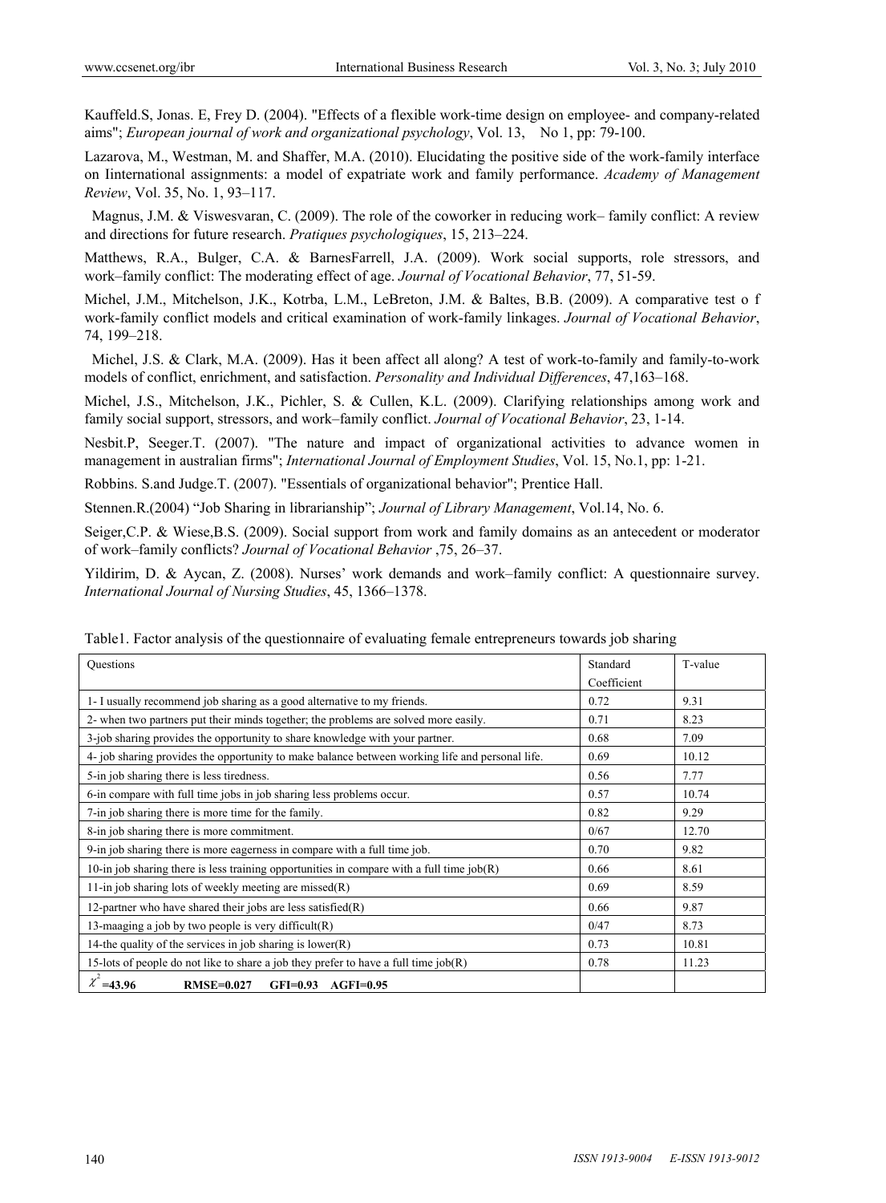Kauffeld.S, Jonas. E, Frey D. (2004). "Effects of a flexible work-time design on employee- and company-related aims"; *European journal of work and organizational psychology*, Vol. 13, No 1, pp: 79-100.

Lazarova, M., Westman, M. and Shaffer, M.A. (2010). Elucidating the positive side of the work-family interface on Iinternational assignments: a model of expatriate work and family performance. *Academy of Management Review*, Vol. 35, No. 1, 93–117.

Magnus, J.M. & Viswesvaran, C. (2009). The role of the coworker in reducing work– family conflict: A review and directions for future research. *Pratiques psychologiques*, 15, 213–224.

Matthews, R.A., Bulger, C.A. & BarnesFarrell, J.A. (2009). Work social supports, role stressors, and work–family conflict: The moderating effect of age. *Journal of Vocational Behavior*, 77, 51-59.

Michel, J.M., Mitchelson, J.K., Kotrba, L.M., LeBreton, J.M. & Baltes, B.B. (2009). A comparative test o f work-family conflict models and critical examination of work-family linkages. *Journal of Vocational Behavior*, 74, 199–218.

Michel, J.S. & Clark, M.A. (2009). Has it been affect all along? A test of work-to-family and family-to-work models of conflict, enrichment, and satisfaction. *Personality and Individual Differences*, 47,163–168.

Michel, J.S., Mitchelson, J.K., Pichler, S. & Cullen, K.L. (2009). Clarifying relationships among work and family social support, stressors, and work–family conflict. *Journal of Vocational Behavior*, 23, 1-14.

Nesbit.P, Seeger.T. (2007). "The nature and impact of organizational activities to advance women in management in australian firms"; *International Journal of Employment Studies*, Vol. 15, No.1, pp: 1-21.

Robbins. S.and Judge.T. (2007). "Essentials of organizational behavior"; Prentice Hall.

Stennen.R.(2004) "Job Sharing in librarianship"; *Journal of Library Management*, Vol.14, No. 6.

Seiger,C.P. & Wiese,B.S. (2009). Social support from work and family domains as an antecedent or moderator of work–family conflicts? *Journal of Vocational Behavior* ,75, 26–37.

Yildirim, D. & Aycan, Z. (2008). Nurses' work demands and work–family conflict: A questionnaire survey. *International Journal of Nursing Studies*, 45, 1366–1378.

Table1. Factor analysis of the questionnaire of evaluating female entrepreneurs towards job sharing

| Questions | Standard Coefficient | T-value |
|---|---|---|
| 1- I usually recommend job sharing as a good alternative to my friends. | 0.72 | 9.31 |
| 2- when two partners put their minds together; the problems are solved more easily. | 0.71 | 8.23 |
| 3-job sharing provides the opportunity to share knowledge with your partner. | 0.68 | 7.09 |
| 4- job sharing provides the opportunity to make balance between working life and personal life. | 0.69 | 10.12 |
| 5-in job sharing there is less tiredness. | 0.56 | 7.77 |
| 6-in compare with full time jobs in job sharing less problems occur. | 0.57 | 10.74 |
| 7-in job sharing there is more time for the family. | 0.82 | 9.29 |
| 8-in job sharing there is more commitment. | 0/67 | 12.70 |
| 9-in job sharing there is more eagerness in compare with a full time job. | 0.70 | 9.82 |
| 10-in job sharing there is less training opportunities in compare with a full time job(R) | 0.66 | 8.61 |
| 11-in job sharing lots of weekly meeting are missed(R) | 0.69 | 8.59 |
| 12-partner who have shared their jobs are less satisfied(R) | 0.66 | 9.87 |
| 13-maaging a job by two people is very difficult(R) | 0/47 | 8.73 |
| 14-the quality of the services in job sharing is lower(R) | 0.73 | 10.81 |
| 15-lots of people do not like to share a job they prefer to have a full time job(R) | 0.78 | 11.23 |
| $\chi^2$ **=43.96** **RMSE=0.027** **GFI=0.93** **AGFI=0.95** | | |